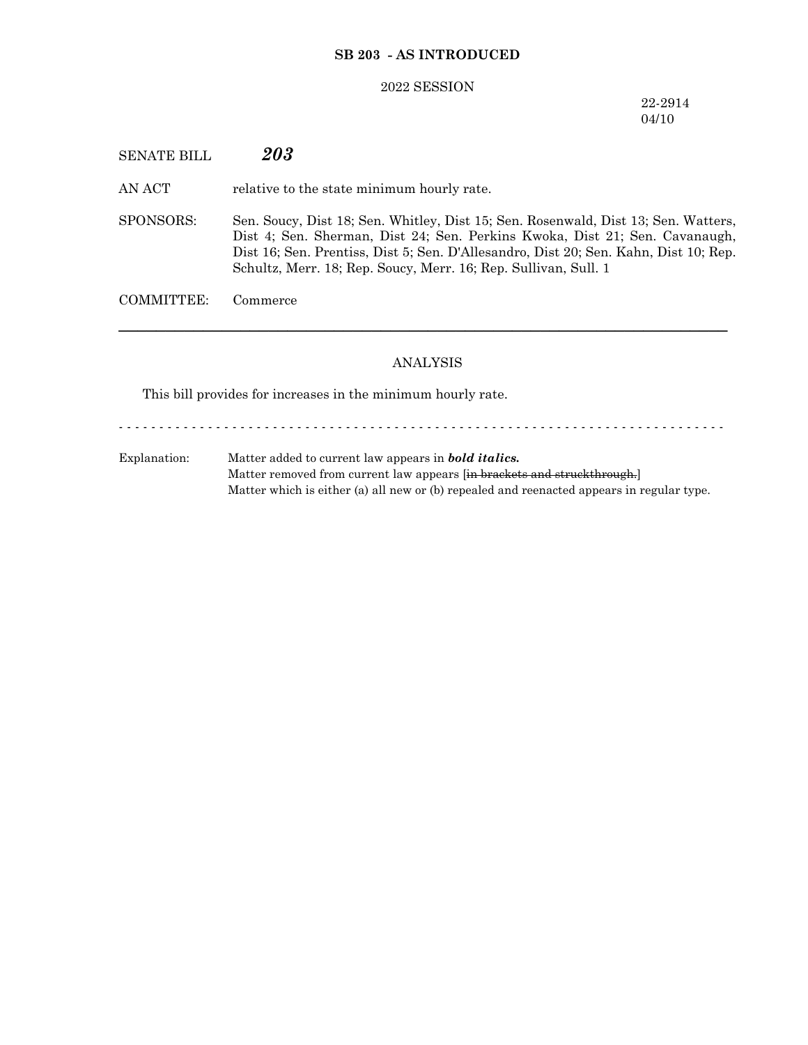**SB 203 - AS INTRODUCED**

2022 SESSION

22-2914
04/10

SENATE BILL ***203***

AN ACT relative to the state minimum hourly rate.

SPONSORS: Sen. Soucy, Dist 18; Sen. Whitley, Dist 15; Sen. Rosenwald, Dist 13; Sen. Watters, Dist 4; Sen. Sherman, Dist 24; Sen. Perkins Kwoka, Dist 21; Sen. Cavanaugh, Dist 16; Sen. Prentiss, Dist 5; Sen. D'Allesandro, Dist 20; Sen. Kahn, Dist 10; Rep. Schultz, Merr. 18; Rep. Soucy, Merr. 16; Rep. Sullivan, Sull. 1

COMMITTEE: Commerce

---

ANALYSIS

This bill provides for increases in the minimum hourly rate.

- - - - - - - - - - - - - - - - - - - - - - - - - - - - - - - - - - - - - - - - - - - - - - - - - - - - - - - - - - - - - - - - - - - - - - - - - -

Explanation: Matter added to current law appears in ***bold italics.***
Matter removed from current law appears [~~in brackets and struckthrough.~~]
Matter which is either (a) all new or (b) repealed and reenacted appears in regular type.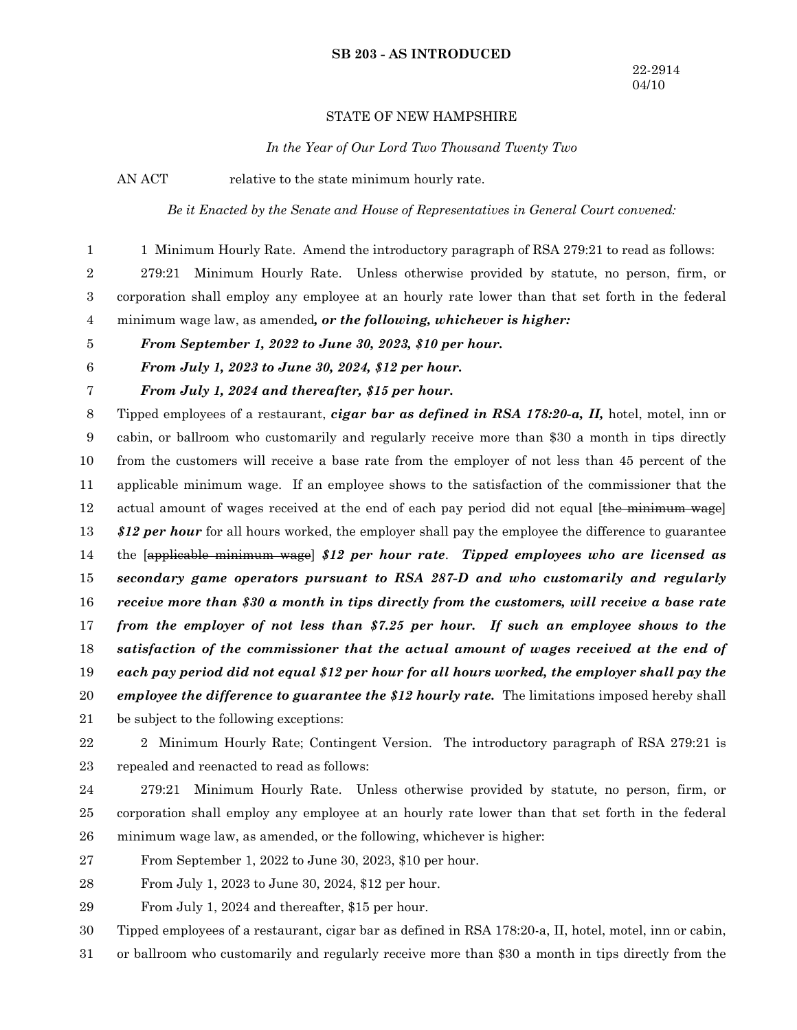**SB 203 - AS INTRODUCED**

22-2914
04/10

STATE OF NEW HAMPSHIRE

*In the Year of Our Lord Two Thousand Twenty Two*

AN ACT relative to the state minimum hourly rate.

*Be it Enacted by the Senate and House of Representatives in General Court convened:*

1 Minimum Hourly Rate. Amend the introductory paragraph of RSA 279:21 to read as follows:

279:21 Minimum Hourly Rate. Unless otherwise provided by statute, no person, firm, or corporation shall employ any employee at an hourly rate lower than that set forth in the federal minimum wage law, as amended***, or the following, whichever is higher:***

***From September 1, 2022 to June 30, 2023, $10 per hour.***

***From July 1, 2023 to June 30, 2024, $12 per hour.***

***From July 1, 2024 and thereafter, $15 per hour.***

Tipped employees of a restaurant, ***cigar bar as defined in RSA 178:20-a, II,*** hotel, motel, inn or cabin, or ballroom who customarily and regularly receive more than $30 a month in tips directly from the customers will receive a base rate from the employer of not less than 45 percent of the applicable minimum wage. If an employee shows to the satisfaction of the commissioner that the actual amount of wages received at the end of each pay period did not equal [~~the minimum wage~~] ***$12 per hour*** for all hours worked, the employer shall pay the employee the difference to guarantee the [~~applicable minimum wage~~] ***$12 per hour rate***. ***Tipped employees who are licensed as secondary game operators pursuant to RSA 287-D and who customarily and regularly receive more than $30 a month in tips directly from the customers, will receive a base rate from the employer of not less than $7.25 per hour. If such an employee shows to the satisfaction of the commissioner that the actual amount of wages received at the end of each pay period did not equal $12 per hour for all hours worked, the employer shall pay the employee the difference to guarantee the $12 hourly rate.*** The limitations imposed hereby shall be subject to the following exceptions:

2 Minimum Hourly Rate; Contingent Version. The introductory paragraph of RSA 279:21 is repealed and reenacted to read as follows:

279:21 Minimum Hourly Rate. Unless otherwise provided by statute, no person, firm, or corporation shall employ any employee at an hourly rate lower than that set forth in the federal minimum wage law, as amended, or the following, whichever is higher:

From September 1, 2022 to June 30, 2023, $10 per hour.

From July 1, 2023 to June 30, 2024, $12 per hour.

From July 1, 2024 and thereafter, $15 per hour.

Tipped employees of a restaurant, cigar bar as defined in RSA 178:20-a, II, hotel, motel, inn or cabin, or ballroom who customarily and regularly receive more than $30 a month in tips directly from the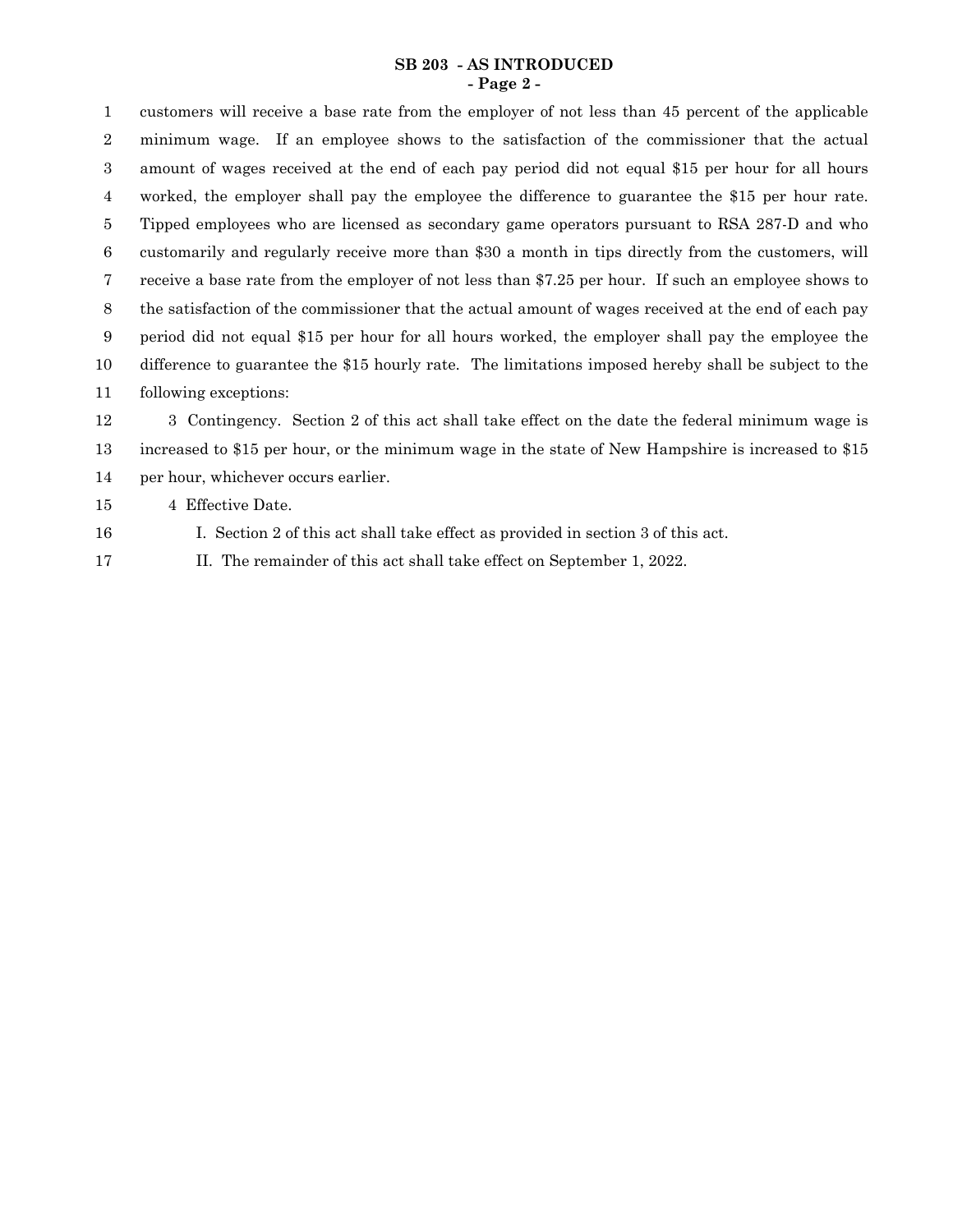customers will receive a base rate from the employer of not less than 45 percent of the applicable minimum wage. If an employee shows to the satisfaction of the commissioner that the actual amount of wages received at the end of each pay period did not equal $15 per hour for all hours worked, the employer shall pay the employee the difference to guarantee the $15 per hour rate. Tipped employees who are licensed as secondary game operators pursuant to RSA 287-D and who customarily and regularly receive more than $30 a month in tips directly from the customers, will receive a base rate from the employer of not less than $7.25 per hour. If such an employee shows to the satisfaction of the commissioner that the actual amount of wages received at the end of each pay period did not equal $15 per hour for all hours worked, the employer shall pay the employee the difference to guarantee the $15 hourly rate. The limitations imposed hereby shall be subject to the following exceptions:

3 Contingency. Section 2 of this act shall take effect on the date the federal minimum wage is increased to $15 per hour, or the minimum wage in the state of New Hampshire is increased to $15 per hour, whichever occurs earlier.

4 Effective Date.

I. Section 2 of this act shall take effect as provided in section 3 of this act.

II. The remainder of this act shall take effect on September 1, 2022.